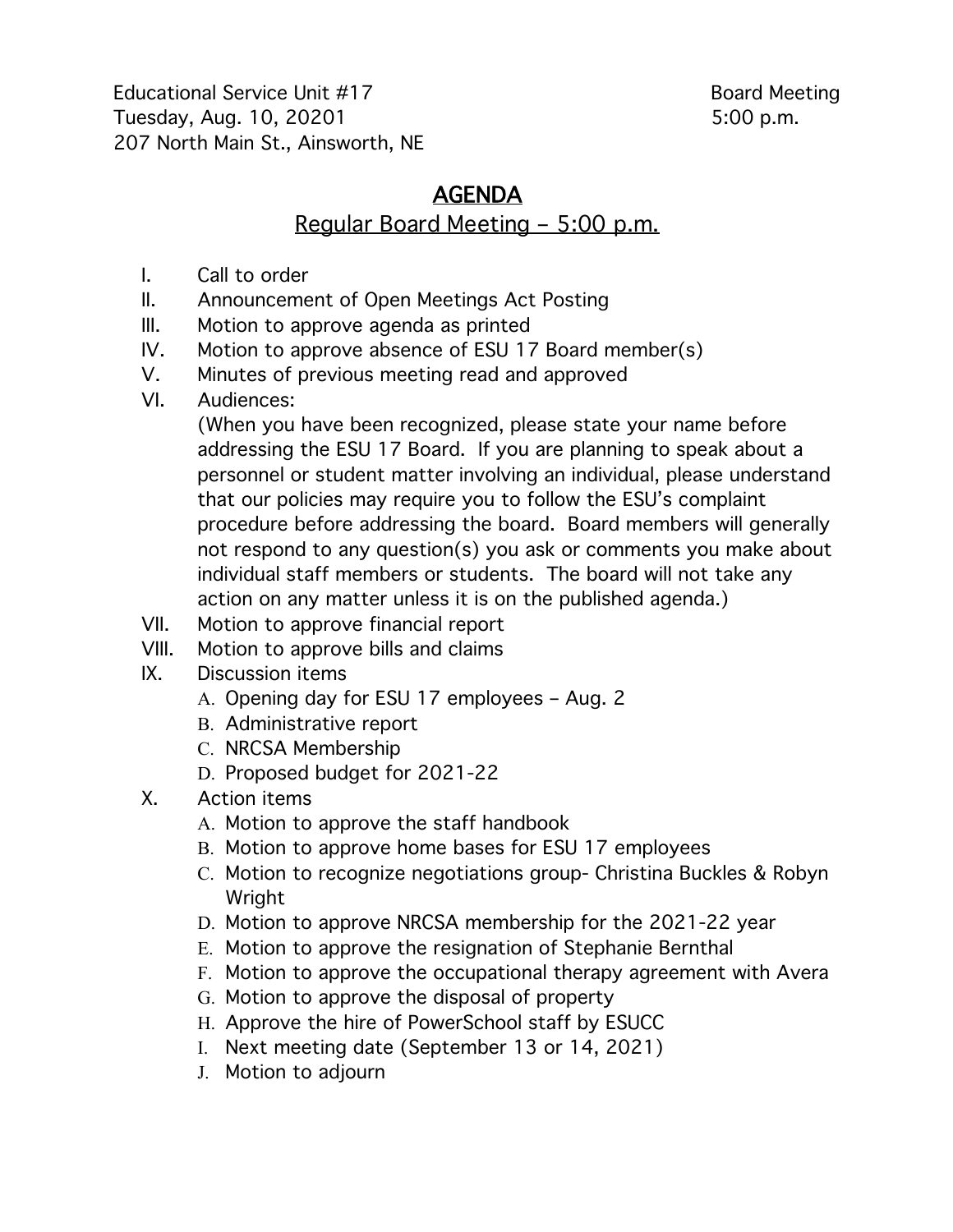Educational Service Unit #17 Board Meeting
Tuesday, Aug. 10, 20201 5:00 p.m.
207 North Main St., Ainsworth, NE

# AGENDA

## Regular Board Meeting – 5:00 p.m.

I. Call to order
II. Announcement of Open Meetings Act Posting
III. Motion to approve agenda as printed
IV. Motion to approve absence of ESU 17 Board member(s)
V. Minutes of previous meeting read and approved
VI. Audiences:
(When you have been recognized, please state your name before addressing the ESU 17 Board. If you are planning to speak about a personnel or student matter involving an individual, please understand that our policies may require you to follow the ESU's complaint procedure before addressing the board. Board members will generally not respond to any question(s) you ask or comments you make about individual staff members or students. The board will not take any action on any matter unless it is on the published agenda.)
VII. Motion to approve financial report
VIII. Motion to approve bills and claims
IX. Discussion items
  A. Opening day for ESU 17 employees – Aug. 2
  B. Administrative report
  C. NRCSA Membership
  D. Proposed budget for 2021-22
X. Action items
  A. Motion to approve the staff handbook
  B. Motion to approve home bases for ESU 17 employees
  C. Motion to recognize negotiations group- Christina Buckles & Robyn Wright
  D. Motion to approve NRCSA membership for the 2021-22 year
  E. Motion to approve the resignation of Stephanie Bernthal
  F. Motion to approve the occupational therapy agreement with Avera
  G. Motion to approve the disposal of property
  H. Approve the hire of PowerSchool staff by ESUCC
  I. Next meeting date (September 13 or 14, 2021)
  J. Motion to adjourn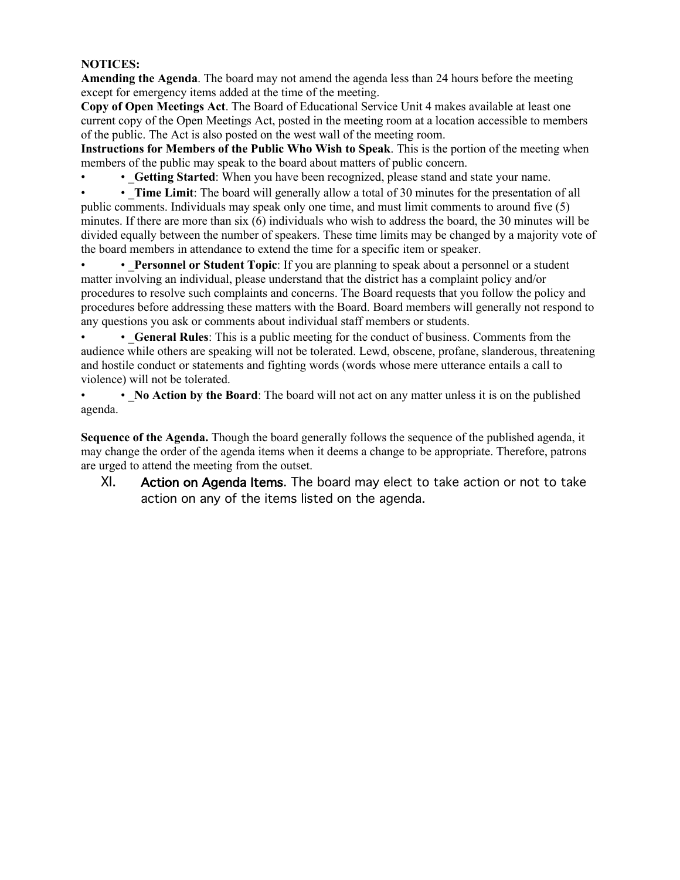**NOTICES:**

**Amending the Agenda**. The board may not amend the agenda less than 24 hours before the meeting except for emergency items added at the time of the meeting.

**Copy of Open Meetings Act**. The Board of Educational Service Unit 4 makes available at least one current copy of the Open Meetings Act, posted in the meeting room at a location accessible to members of the public. The Act is also posted on the west wall of the meeting room.

**Instructions for Members of the Public Who Wish to Speak**. This is the portion of the meeting when members of the public may speak to the board about matters of public concern.

- _**Getting Started**: When you have been recognized, please stand and state your name.
- _**Time Limit**: The board will generally allow a total of 30 minutes for the presentation of all public comments. Individuals may speak only one time, and must limit comments to around five (5) minutes. If there are more than six (6) individuals who wish to address the board, the 30 minutes will be divided equally between the number of speakers. These time limits may be changed by a majority vote of the board members in attendance to extend the time for a specific item or speaker.
- _**Personnel or Student Topic**: If you are planning to speak about a personnel or a student matter involving an individual, please understand that the district has a complaint policy and/or procedures to resolve such complaints and concerns. The Board requests that you follow the policy and procedures before addressing these matters with the Board. Board members will generally not respond to any questions you ask or comments about individual staff members or students.
- _**General Rules**: This is a public meeting for the conduct of business. Comments from the audience while others are speaking will not be tolerated. Lewd, obscene, profane, slanderous, threatening and hostile conduct or statements and fighting words (words whose mere utterance entails a call to violence) will not be tolerated.
- _**No Action by the Board**: The board will not act on any matter unless it is on the published agenda.

**Sequence of the Agenda.** Though the board generally follows the sequence of the published agenda, it may change the order of the agenda items when it deems a change to be appropriate. Therefore, patrons are urged to attend the meeting from the outset.

XI. **Action on Agenda Items.** The board may elect to take action or not to take action on any of the items listed on the agenda.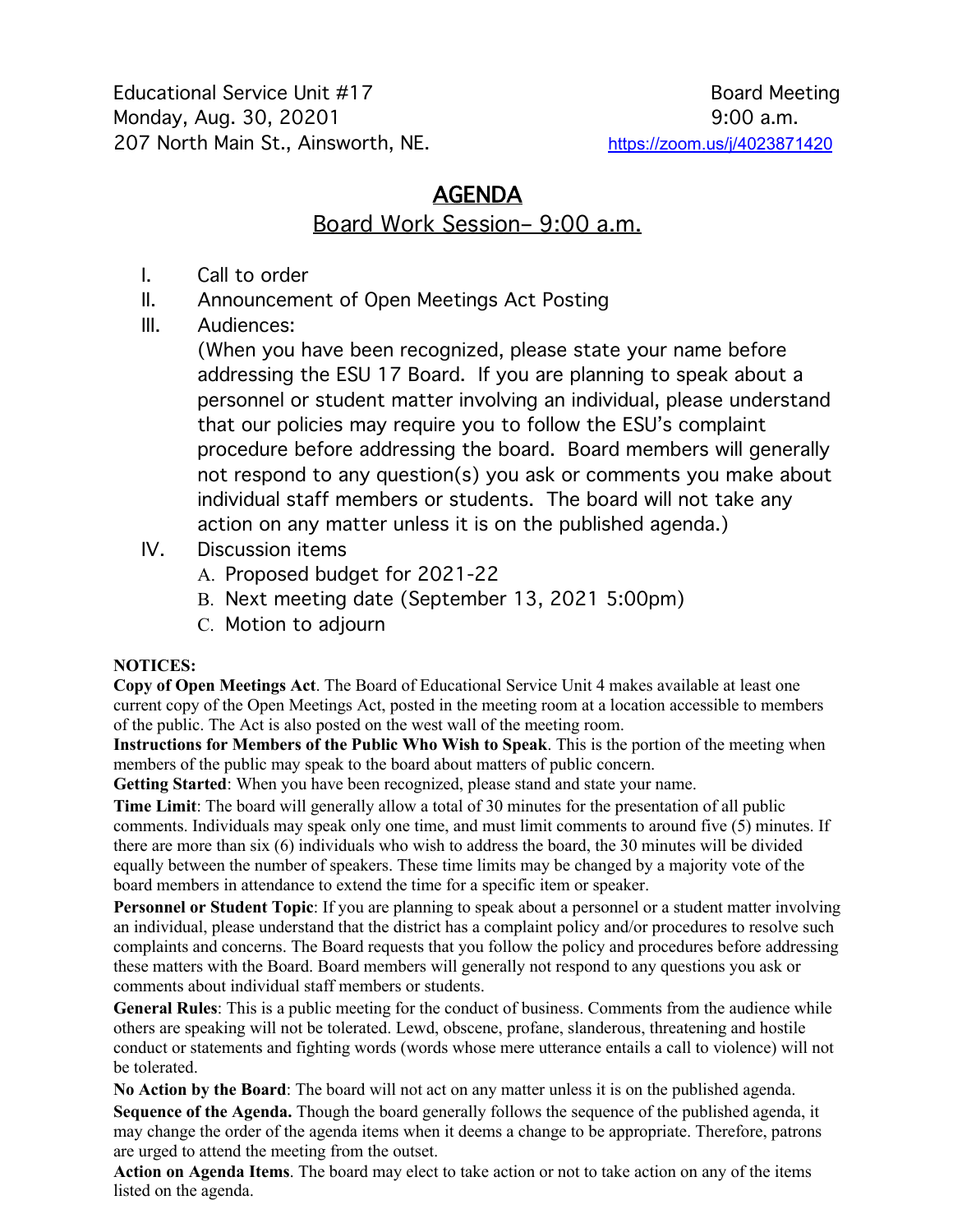Educational Service Unit #17
Monday, Aug. 30, 20201
207 North Main St., Ainsworth, NE.

Board Meeting
9:00 a.m.
https://zoom.us/j/4023871420

# AGENDA

## Board Work Session– 9:00 a.m.

I. Call to order

II. Announcement of Open Meetings Act Posting

III. Audiences:
(When you have been recognized, please state your name before addressing the ESU 17 Board. If you are planning to speak about a personnel or student matter involving an individual, please understand that our policies may require you to follow the ESU's complaint procedure before addressing the board. Board members will generally not respond to any question(s) you ask or comments you make about individual staff members or students. The board will not take any action on any matter unless it is on the published agenda.)

IV. Discussion items
  - A. Proposed budget for 2021-22
  - B. Next meeting date (September 13, 2021 5:00pm)
  - C. Motion to adjourn

**NOTICES:**

**Copy of Open Meetings Act**. The Board of Educational Service Unit 4 makes available at least one current copy of the Open Meetings Act, posted in the meeting room at a location accessible to members of the public. The Act is also posted on the west wall of the meeting room.

**Instructions for Members of the Public Who Wish to Speak**. This is the portion of the meeting when members of the public may speak to the board about matters of public concern.

**Getting Started**: When you have been recognized, please stand and state your name.

**Time Limit**: The board will generally allow a total of 30 minutes for the presentation of all public comments. Individuals may speak only one time, and must limit comments to around five (5) minutes. If there are more than six (6) individuals who wish to address the board, the 30 minutes will be divided equally between the number of speakers. These time limits may be changed by a majority vote of the board members in attendance to extend the time for a specific item or speaker.

**Personnel or Student Topic**: If you are planning to speak about a personnel or a student matter involving an individual, please understand that the district has a complaint policy and/or procedures to resolve such complaints and concerns. The Board requests that you follow the policy and procedures before addressing these matters with the Board. Board members will generally not respond to any questions you ask or comments about individual staff members or students.

**General Rules**: This is a public meeting for the conduct of business. Comments from the audience while others are speaking will not be tolerated. Lewd, obscene, profane, slanderous, threatening and hostile conduct or statements and fighting words (words whose mere utterance entails a call to violence) will not be tolerated.

**No Action by the Board**: The board will not act on any matter unless it is on the published agenda.

**Sequence of the Agenda.** Though the board generally follows the sequence of the published agenda, it may change the order of the agenda items when it deems a change to be appropriate. Therefore, patrons are urged to attend the meeting from the outset.

**Action on Agenda Items**. The board may elect to take action or not to take action on any of the items listed on the agenda.